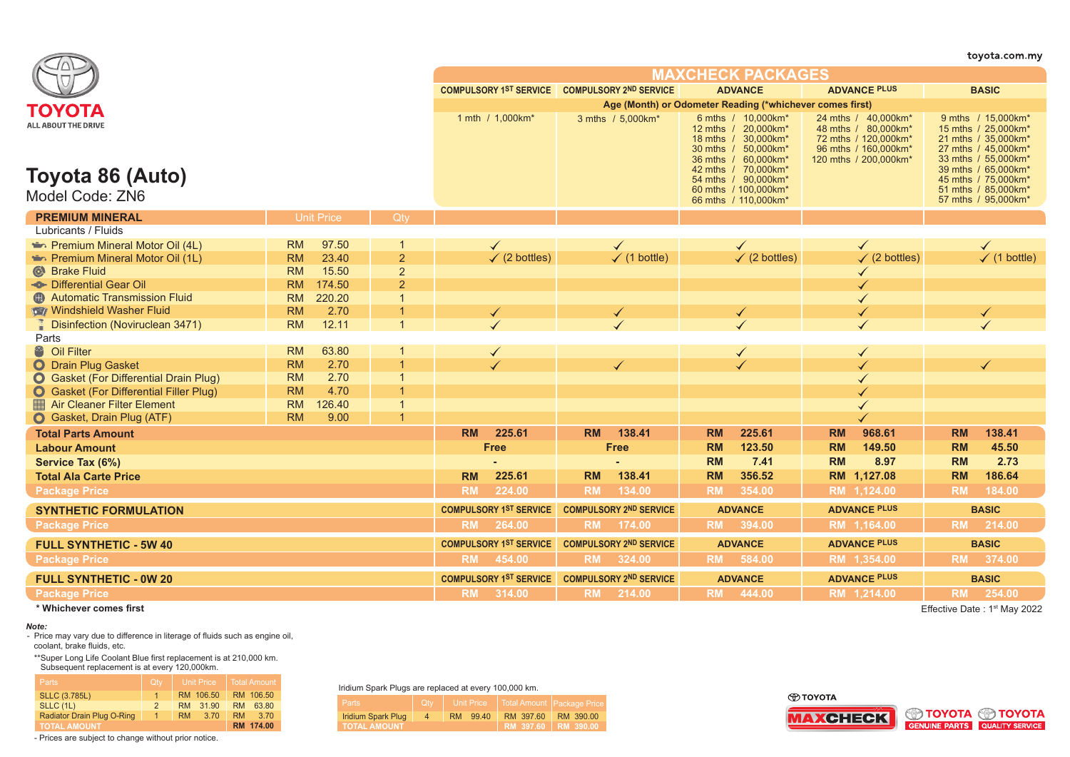toyota.com.my

TOYOTA
ALL ABOUT THE DRIVE

# Toyota 86 (Auto)

Model Code: ZN6

## MAXCHECK PACKAGES

| PREMIUM MINERAL | Unit Price | Qty | COMPULSORY 1ST SERVICE | COMPULSORY 2ND SERVICE | ADVANCE | ADVANCE PLUS | BASIC |
|---|---|---|---|---|---|---|---|
| Age (Month) or Odometer Reading (*whichever comes first) | | | 1 mth / 1,000km* | 3 mths / 5,000km* | 6 mths / 10,000km*<br>12 mths / 20,000km*<br>18 mths / 30,000km*<br>30 mths / 50,000km*<br>36 mths / 60,000km*<br>42 mths / 70,000km*<br>54 mths / 90,000km*<br>60 mths / 100,000km*<br>66 mths / 110,000km* | 24 mths / 40,000km*<br>48 mths / 80,000km*<br>72 mths / 120,000km*<br>96 mths / 160,000km*<br>120 mths / 200,000km* | 9 mths / 15,000km*<br>15 mths / 25,000km*<br>21 mths / 35,000km*<br>27 mths / 45,000km*<br>33 mths / 55,000km*<br>39 mths / 65,000km*<br>45 mths / 75,000km*<br>51 mths / 85,000km*<br>57 mths / 95,000km* |
| **Lubricants / Fluids** | | | | | | | |
| Premium Mineral Motor Oil (4L) | RM 97.50 | 1 | ✓ | ✓ | ✓ | ✓ | ✓ |
| Premium Mineral Motor Oil (1L) | RM 23.40 | 2 | ✓ (2 bottles) | ✓ (1 bottle) | ✓ (2 bottles) | ✓ (2 bottles) | ✓ (1 bottle) |
| Brake Fluid | RM 15.50 | 2 | | | | ✓ | |
| Differential Gear Oil | RM 174.50 | 2 | | | | ✓ | |
| Automatic Transmission Fluid | RM 220.20 | 1 | | | | ✓ | |
| Windshield Washer Fluid | RM 2.70 | 1 | ✓ | ✓ | ✓ | ✓ | ✓ |
| Disinfection (Noviruclean 3471) | RM 12.11 | 1 | ✓ | ✓ | ✓ | ✓ | ✓ |
| **Parts** | | | | | | | |
| Oil Filter | RM 63.80 | 1 | ✓ | | ✓ | ✓ | |
| Drain Plug Gasket | RM 2.70 | 1 | ✓ | ✓ | ✓ | ✓ | ✓ |
| Gasket (For Differential Drain Plug) | RM 2.70 | 1 | | | | ✓ | |
| Gasket (For Differential Filler Plug) | RM 4.70 | 1 | | | | ✓ | |
| Air Cleaner Filter Element | RM 126.40 | 1 | | | | ✓ | |
| Gasket, Drain Plug (ATF) | RM 9.00 | 1 | | | | ✓ | |
| **Total Parts Amount** | | | RM 225.61 | RM 138.41 | RM 225.61 | RM 968.61 | RM 138.41 |
| **Labour Amount** | | | Free | Free | RM 123.50 | RM 149.50 | RM 45.50 |
| **Service Tax (6%)** | | | - | - | RM 7.41 | RM 8.97 | RM 2.73 |
| **Total Ala Carte Price** | | | RM 225.61 | RM 138.41 | RM 356.52 | RM 1,127.08 | RM 186.64 |
| **Package Price** | | | RM 224.00 | RM 134.00 | RM 354.00 | RM 1,124.00 | RM 184.00 |

| SYNTHETIC FORMULATION | COMPULSORY 1ST SERVICE | COMPULSORY 2ND SERVICE | ADVANCE | ADVANCE PLUS | BASIC |
|---|---|---|---|---|---|
| Package Price | RM 264.00 | RM 174.00 | RM 394.00 | RM 1,164.00 | RM 214.00 |

| FULL SYNTHETIC - 5W 40 | COMPULSORY 1ST SERVICE | COMPULSORY 2ND SERVICE | ADVANCE | ADVANCE PLUS | BASIC |
|---|---|---|---|---|---|
| Package Price | RM 454.00 | RM 324.00 | RM 584.00 | RM 1,354.00 | RM 374.00 |

| FULL SYNTHETIC - 0W 20 | COMPULSORY 1ST SERVICE | COMPULSORY 2ND SERVICE | ADVANCE | ADVANCE PLUS | BASIC |
|---|---|---|---|---|---|
| Package Price | RM 314.00 | RM 214.00 | RM 444.00 | RM 1,214.00 | RM 254.00 |

**\* Whichever comes first**

Effective Date : 1st May 2022

***Note:***

- Price may vary due to difference in literage of fluids such as engine oil, coolant, brake fluids, etc.

**Super Long Life Coolant Blue first replacement is at 210,000 km. Subsequent replacement is at every 120,000km.

| Parts | Qty | Unit Price | Total Amount |
|---|---|---|---|
| SLLC (3.785L) | 1 | RM 106.50 | RM 106.50 |
| SLLC (1L) | 2 | RM 31.90 | RM 63.80 |
| Radiator Drain Plug O-Ring | 1 | RM 3.70 | RM 3.70 |
| TOTAL AMOUNT | | | RM 174.00 |

- Prices are subject to change without prior notice.

Iridium Spark Plugs are replaced at every 100,000 km.

| Parts | Qty | Unit Price | Total Amount | Package Price |
|---|---|---|---|---|
| Iridium Spark Plug | 4 | RM 99.40 | RM 397.60 | RM 390.00 |
| TOTAL AMOUNT | | | RM 397.60 | RM 390.00 |

TOYOTA MAXCHECK | TOYOTA GENUINE PARTS | TOYOTA QUALITY SERVICE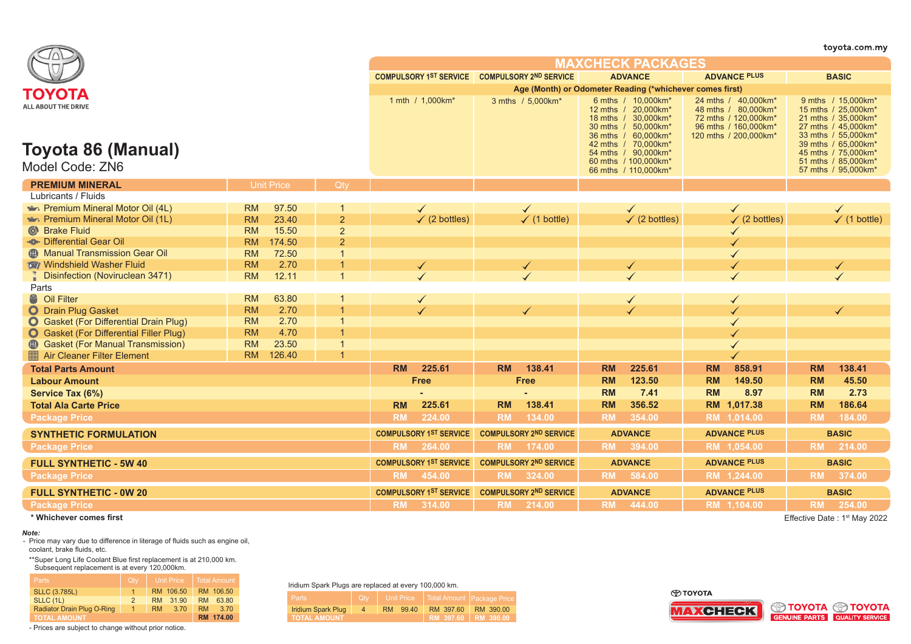toyota.com.my

TOYOTA
ALL ABOUT THE DRIVE

# Toyota 86 (Manual)

Model Code: ZN6

| | Unit Price | Qty | COMPULSORY 1ST SERVICE | COMPULSORY 2ND SERVICE | ADVANCE | ADVANCE PLUS | BASIC |
|---|---|---|---|---|---|---|---|
| | | | **MAXCHECK PACKAGES** | | | | |
| | | | Age (Month) or Odometer Reading (*whichever comes first) | | | | |
| | | | 1 mth / 1,000km* | 3 mths / 5,000km* | 6 mths / 10,000km*<br>12 mths / 20,000km*<br>18 mths / 30,000km*<br>30 mths / 50,000km*<br>36 mths / 60,000km*<br>42 mths / 70,000km*<br>54 mths / 90,000km*<br>60 mths / 100,000km*<br>66 mths / 110,000km* | 24 mths / 40,000km*<br>48 mths / 80,000km*<br>72 mths / 120,000km*<br>96 mths / 160,000km*<br>120 mths / 200,000km* | 9 mths / 15,000km*<br>15 mths / 25,000km*<br>21 mths / 35,000km*<br>27 mths / 45,000km*<br>33 mths / 55,000km*<br>39 mths / 65,000km*<br>45 mths / 75,000km*<br>51 mths / 85,000km*<br>57 mths / 95,000km* |
| **PREMIUM MINERAL** | | | | | | | |
| Lubricants / Fluids | | | | | | | |
| Premium Mineral Motor Oil (4L) | RM 97.50 | 1 | ✓ | ✓ | ✓ | ✓ | ✓ |
| Premium Mineral Motor Oil (1L) | RM 23.40 | 2 | ✓ (2 bottles) | ✓ (1 bottle) | ✓ (2 bottles) | ✓ (2 bottles) | ✓ (1 bottle) |
| Brake Fluid | RM 15.50 | 2 | | | | ✓ | |
| Differential Gear Oil | RM 174.50 | 2 | | | | ✓ | |
| Manual Transmission Gear Oil | RM 72.50 | 1 | | | | ✓ | |
| Windshield Washer Fluid | RM 2.70 | 1 | ✓ | ✓ | ✓ | ✓ | ✓ |
| Disinfection (Noviruclean 3471) | RM 12.11 | 1 | ✓ | ✓ | ✓ | ✓ | ✓ |
| Parts | | | | | | | |
| Oil Filter | RM 63.80 | 1 | ✓ | | ✓ | ✓ | |
| Drain Plug Gasket | RM 2.70 | 1 | ✓ | ✓ | ✓ | ✓ | ✓ |
| Gasket (For Differential Drain Plug) | RM 2.70 | 1 | | | | ✓ | |
| Gasket (For Differential Filler Plug) | RM 4.70 | 1 | | | | ✓ | |
| Gasket (For Manual Transmission) | RM 23.50 | 1 | | | | ✓ | |
| Air Cleaner Filter Element | RM 126.40 | 1 | | | | ✓ | |
| **Total Parts Amount** | | | RM 225.61 | RM 138.41 | RM 225.61 | RM 858.91 | RM 138.41 |
| **Labour Amount** | | | Free | Free | RM 123.50 | RM 149.50 | RM 45.50 |
| **Service Tax (6%)** | | | - | - | RM 7.41 | RM 8.97 | RM 2.73 |
| **Total Ala Carte Price** | | | RM 225.61 | RM 138.41 | RM 356.52 | RM 1,017.38 | RM 186.64 |
| **Package Price** | | | RM 224.00 | RM 134.00 | RM 354.00 | RM 1,014.00 | RM 184.00 |

| | COMPULSORY 1ST SERVICE | COMPULSORY 2ND SERVICE | ADVANCE | ADVANCE PLUS | BASIC |
|---|---|---|---|---|---|
| **SYNTHETIC FORMULATION** Package Price | RM 264.00 | RM 174.00 | RM 394.00 | RM 1,054.00 | RM 214.00 |
| **FULL SYNTHETIC - 5W 40** Package Price | RM 454.00 | RM 324.00 | RM 584.00 | RM 1,244.00 | RM 374.00 |
| **FULL SYNTHETIC - 0W 20** Package Price | RM 314.00 | RM 214.00 | RM 444.00 | RM 1,104.00 | RM 254.00 |

**\* Whichever comes first**

Effective Date : 1st May 2022

*Note:*
- Price may vary due to difference in literage of fluids such as engine oil, coolant, brake fluids, etc.

**Super Long Life Coolant Blue first replacement is at 210,000 km. Subsequent replacement is at every 120,000km.

| Parts | Qty | Unit Price | Total Amount |
|---|---|---|---|
| SLLC (3.785L) | 1 | RM 106.50 | RM 106.50 |
| SLLC (1L) | 2 | RM 31.90 | RM 63.80 |
| Radiator Drain Plug O-Ring | 1 | RM 3.70 | RM 3.70 |
| TOTAL AMOUNT | | | RM 174.00 |

- Prices are subject to change without prior notice.

Iridium Spark Plugs are replaced at every 100,000 km.

| Parts | Qty | Unit Price | Total Amount | Package Price |
|---|---|---|---|---|
| Iridium Spark Plug | 4 | RM 99.40 | RM 397.60 | RM 390.00 |
| TOTAL AMOUNT | | | RM 397.60 | RM 390.00 |

TOYOTA MAXCHECK
TOYOTA GENUINE PARTS
TOYOTA QUALITY SERVICE